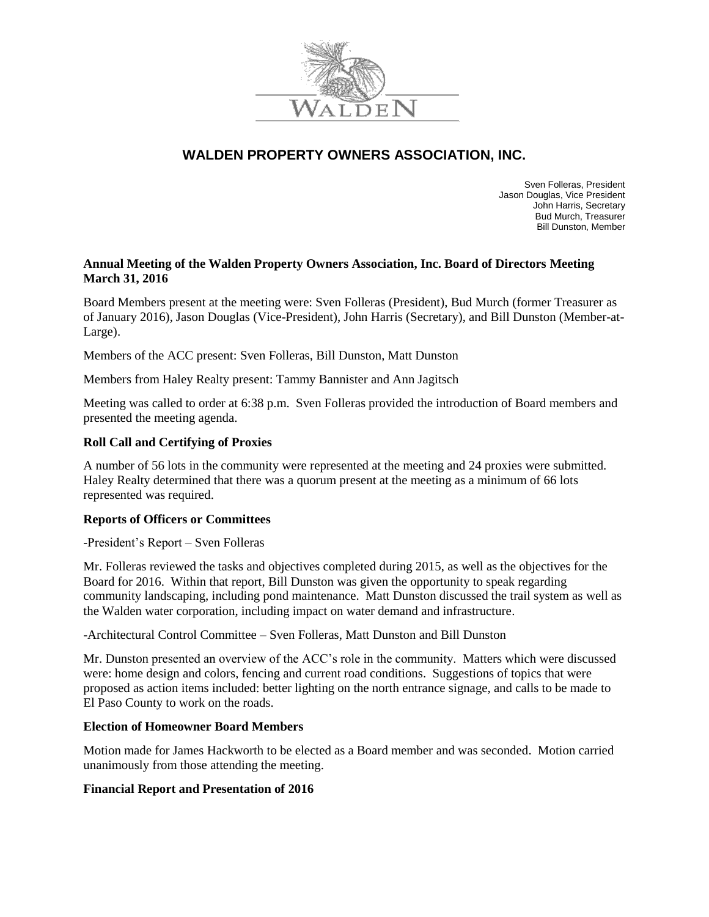# WALDEN PROPERTY OWNERS ASSOCIATION, INC.

Sven Folleras, President
Jason Douglas, Vice President
John Harris, Secretary
Bud Murch, Treasurer
Bill Dunston, Member

**Annual Meeting of the Walden Property Owners Association, Inc. Board of Directors Meeting March 31, 2016**

Board Members present at the meeting were: Sven Folleras (President), Bud Murch (former Treasurer as of January 2016), Jason Douglas (Vice-President), John Harris (Secretary), and Bill Dunston (Member-at-Large).

Members of the ACC present: Sven Folleras, Bill Dunston, Matt Dunston

Members from Haley Realty present: Tammy Bannister and Ann Jagitsch

Meeting was called to order at 6:38 p.m. Sven Folleras provided the introduction of Board members and presented the meeting agenda.

**Roll Call and Certifying of Proxies**

A number of 56 lots in the community were represented at the meeting and 24 proxies were submitted. Haley Realty determined that there was a quorum present at the meeting as a minimum of 66 lots represented was required.

**Reports of Officers or Committees**

-President's Report – Sven Folleras

Mr. Folleras reviewed the tasks and objectives completed during 2015, as well as the objectives for the Board for 2016. Within that report, Bill Dunston was given the opportunity to speak regarding community landscaping, including pond maintenance. Matt Dunston discussed the trail system as well as the Walden water corporation, including impact on water demand and infrastructure.

-Architectural Control Committee – Sven Folleras, Matt Dunston and Bill Dunston

Mr. Dunston presented an overview of the ACC's role in the community. Matters which were discussed were: home design and colors, fencing and current road conditions. Suggestions of topics that were proposed as action items included: better lighting on the north entrance signage, and calls to be made to El Paso County to work on the roads.

**Election of Homeowner Board Members**

Motion made for James Hackworth to be elected as a Board member and was seconded. Motion carried unanimously from those attending the meeting.

**Financial Report and Presentation of 2016**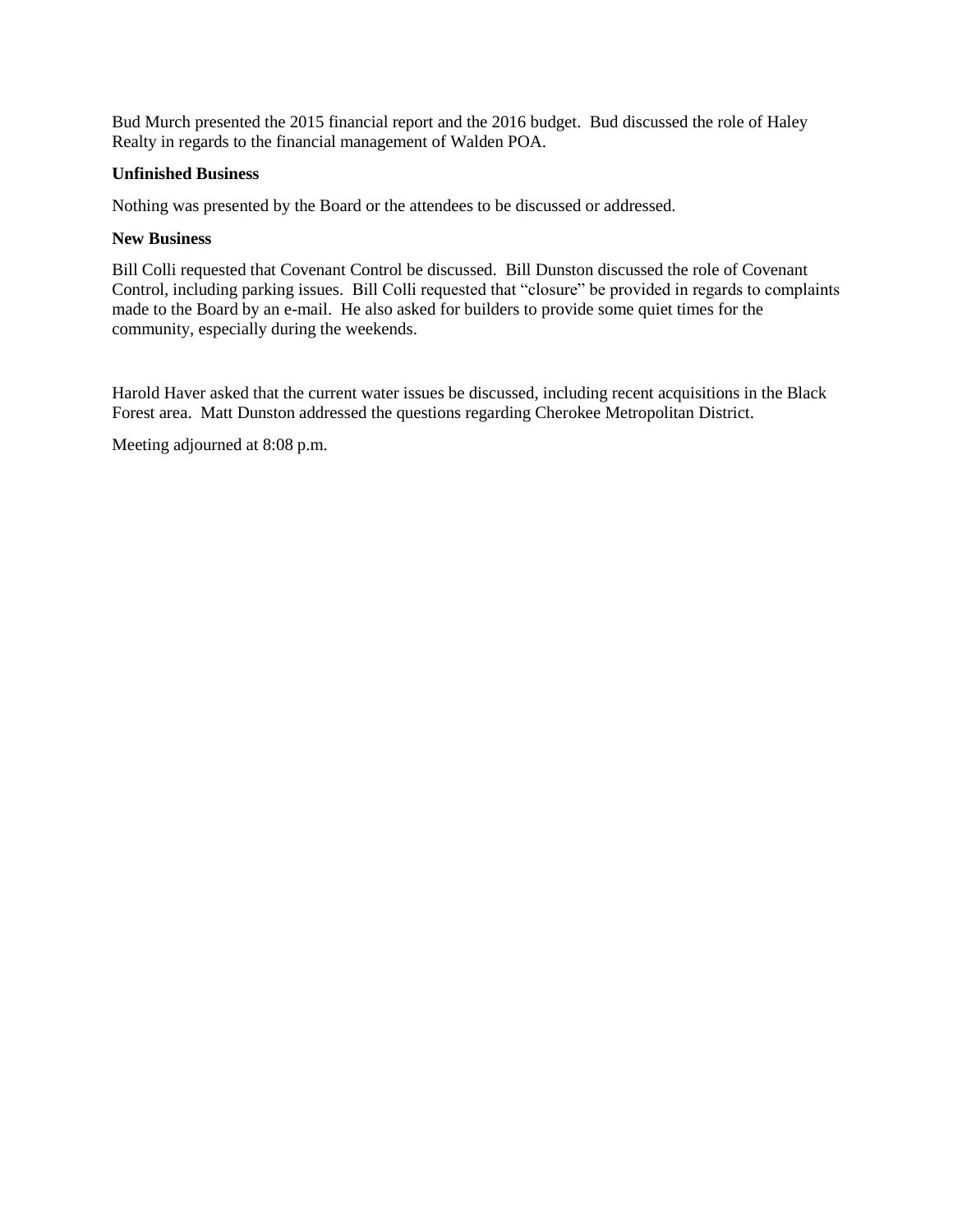Bud Murch presented the 2015 financial report and the 2016 budget. Bud discussed the role of Haley Realty in regards to the financial management of Walden POA.

**Unfinished Business**

Nothing was presented by the Board or the attendees to be discussed or addressed.

**New Business**

Bill Colli requested that Covenant Control be discussed. Bill Dunston discussed the role of Covenant Control, including parking issues. Bill Colli requested that "closure" be provided in regards to complaints made to the Board by an e-mail. He also asked for builders to provide some quiet times for the community, especially during the weekends.

Harold Haver asked that the current water issues be discussed, including recent acquisitions in the Black Forest area. Matt Dunston addressed the questions regarding Cherokee Metropolitan District.

Meeting adjourned at 8:08 p.m.